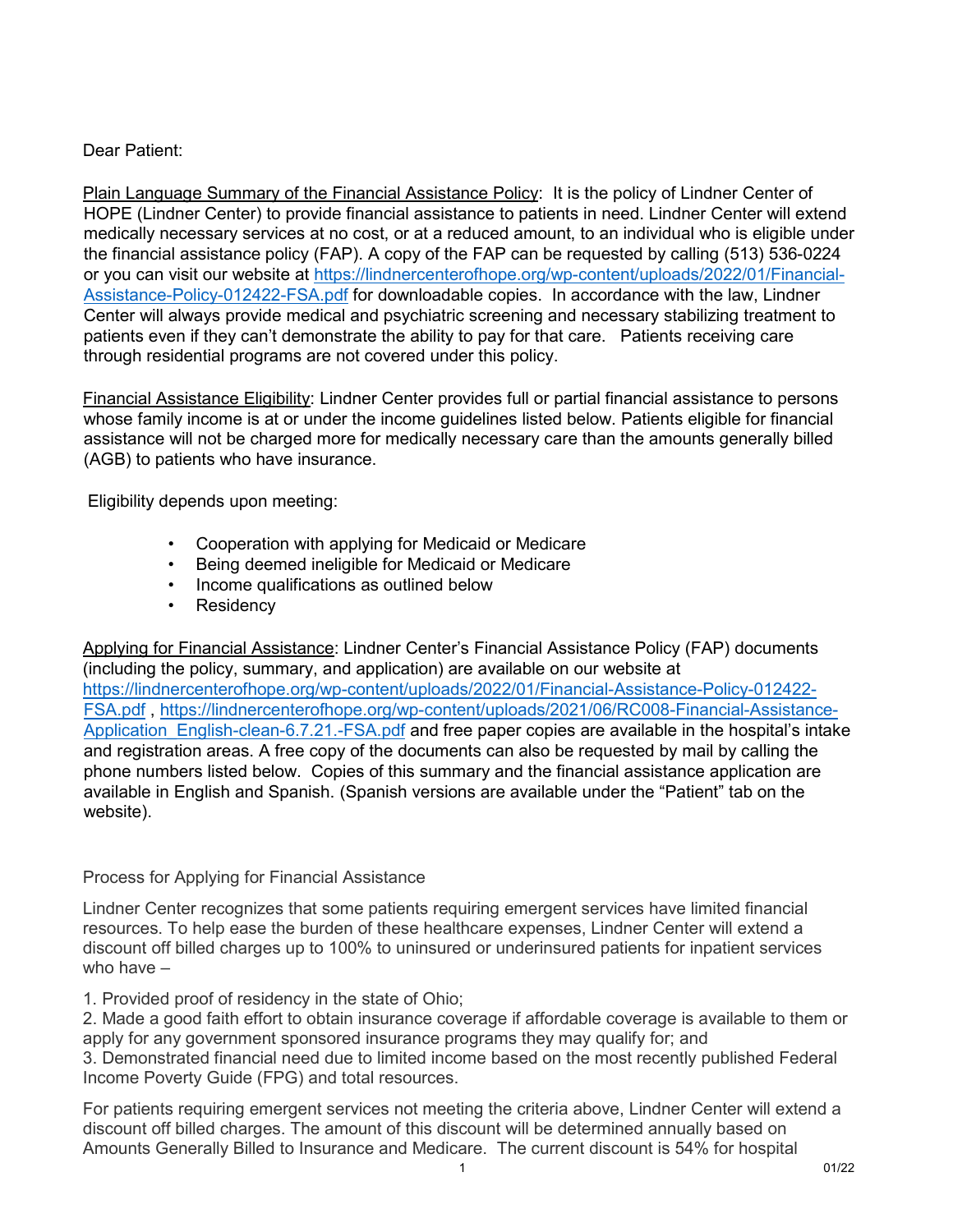Dear Patient:

Plain Language Summary of the Financial Assistance Policy: It is the policy of Lindner Center of HOPE (Lindner Center) to provide financial assistance to patients in need. Lindner Center will extend medically necessary services at no cost, or at a reduced amount, to an individual who is eligible under the financial assistance policy (FAP). A copy of the FAP can be requested by calling (513) 536-0224 or you can visit our website at [https://lindnercenterofhope.org/wp-content/uploads/2022/01/Financial-Assistance-Policy-012422-FSA.pdf](https://lindnercenterofhope.org/wp-content/uploads/2022/01/Financial-Assistance-Policy-012422-FSA.pdf) for downloadable copies. In accordance with the law, Lindner Center will always provide medical and psychiatric screening and necessary stabilizing treatment to patients even if they can't demonstrate the ability to pay for that care. Patients receiving care through residential programs are not covered under this policy.

Financial Assistance Eligibility: Lindner Center provides full or partial financial assistance to persons whose family income is at or under the income guidelines listed below. Patients eligible for financial assistance will not be charged more for medically necessary care than the amounts generally billed (AGB) to patients who have insurance.

Eligibility depends upon meeting:

- Cooperation with applying for Medicaid or Medicare
- Being deemed ineligible for Medicaid or Medicare
- Income qualifications as outlined below
- Residency

Applying for Financial Assistance: Lindner Center's Financial Assistance Policy (FAP) documents (including the policy, summary, and application) are available on our website at [https://lindnercenterofhope.org/wp-content/uploads/2022/01/Financial-Assistance-Policy-012422-FSA.pdf](https://lindnercenterofhope.org/wp-content/uploads/2022/01/Financial-Assistance-Policy-012422-FSA.pdf) , [https://lindnercenterofhope.org/wp-content/uploads/2021/06/RC008-Financial-Assistance-Application_English-clean-6.7.21.-FSA.pdf](https://lindnercenterofhope.org/wp-content/uploads/2021/06/RC008-Financial-Assistance-Application_English-clean-6.7.21.-FSA.pdf) and free paper copies are available in the hospital's intake and registration areas. A free copy of the documents can also be requested by mail by calling the phone numbers listed below. Copies of this summary and the financial assistance application are available in English and Spanish. (Spanish versions are available under the "Patient" tab on the website).

## Process for Applying for Financial Assistance

Lindner Center recognizes that some patients requiring emergent services have limited financial resources. To help ease the burden of these healthcare expenses, Lindner Center will extend a discount off billed charges up to 100% to uninsured or underinsured patients for inpatient services who have –

1. Provided proof of residency in the state of Ohio;
2. Made a good faith effort to obtain insurance coverage if affordable coverage is available to them or apply for any government sponsored insurance programs they may qualify for; and
3. Demonstrated financial need due to limited income based on the most recently published Federal Income Poverty Guide (FPG) and total resources.

For patients requiring emergent services not meeting the criteria above, Lindner Center will extend a discount off billed charges. The amount of this discount will be determined annually based on Amounts Generally Billed to Insurance and Medicare. The current discount is 54% for hospital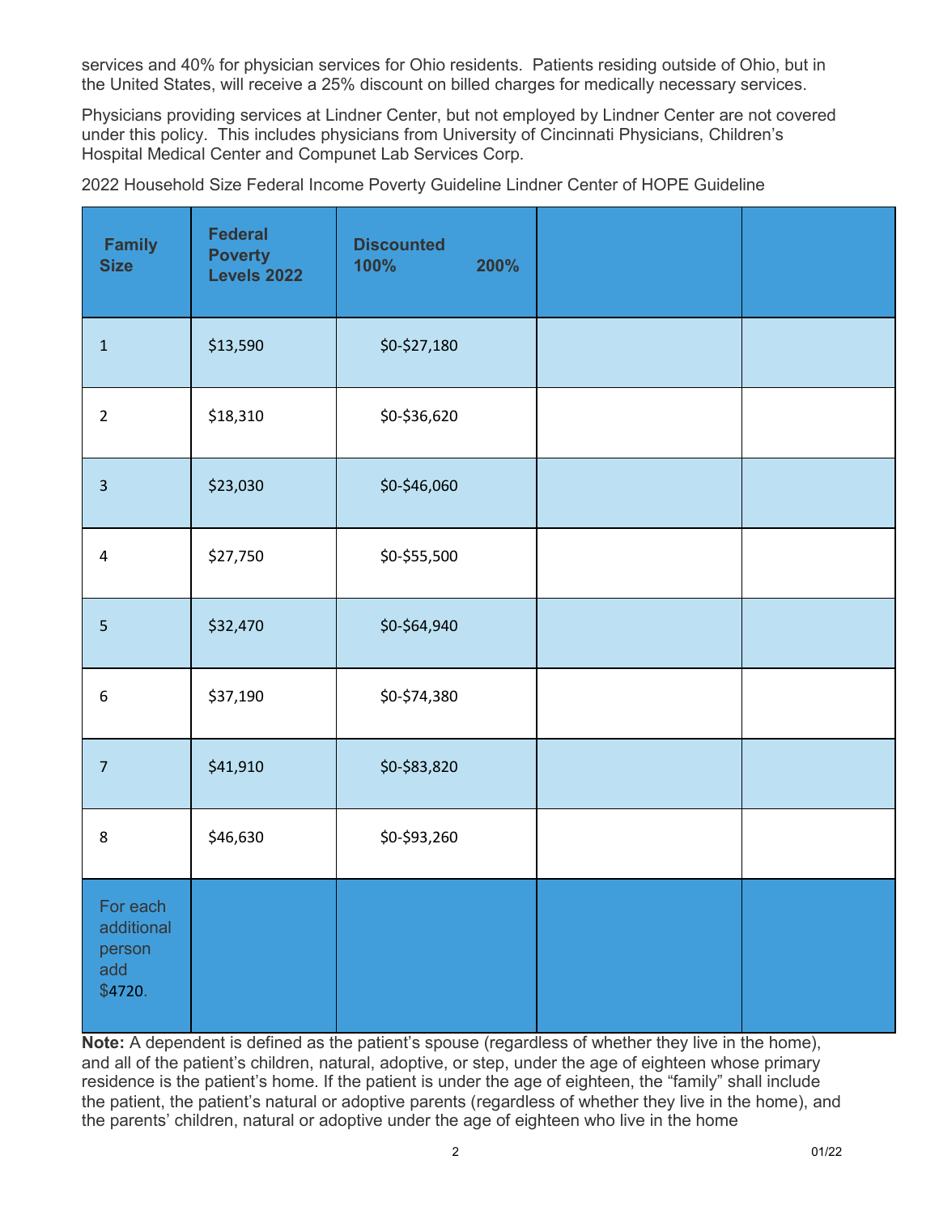services and 40% for physician services for Ohio residents. Patients residing outside of Ohio, but in the United States, will receive a 25% discount on billed charges for medically necessary services.

Physicians providing services at Lindner Center, but not employed by Lindner Center are not covered under this policy. This includes physicians from University of Cincinnati Physicians, Children's Hospital Medical Center and Compunet Lab Services Corp.

2022 Household Size Federal Income Poverty Guideline Lindner Center of HOPE Guideline

| Family Size | Federal Poverty Levels 2022 | Discounted 100% 200% | | |
|---|---|---|---|---|
| 1 | $13,590 | $0-$27,180 | | |
| 2 | $18,310 | $0-$36,620 | | |
| 3 | $23,030 | $0-$46,060 | | |
| 4 | $27,750 | $0-$55,500 | | |
| 5 | $32,470 | $0-$64,940 | | |
| 6 | $37,190 | $0-$74,380 | | |
| 7 | $41,910 | $0-$83,820 | | |
| 8 | $46,630 | $0-$93,260 | | |
| For each additional person add $4720. | | | | |

**Note:** A dependent is defined as the patient's spouse (regardless of whether they live in the home), and all of the patient's children, natural, adoptive, or step, under the age of eighteen whose primary residence is the patient's home. If the patient is under the age of eighteen, the "family" shall include the patient, the patient's natural or adoptive parents (regardless of whether they live in the home), and the parents' children, natural or adoptive under the age of eighteen who live in the home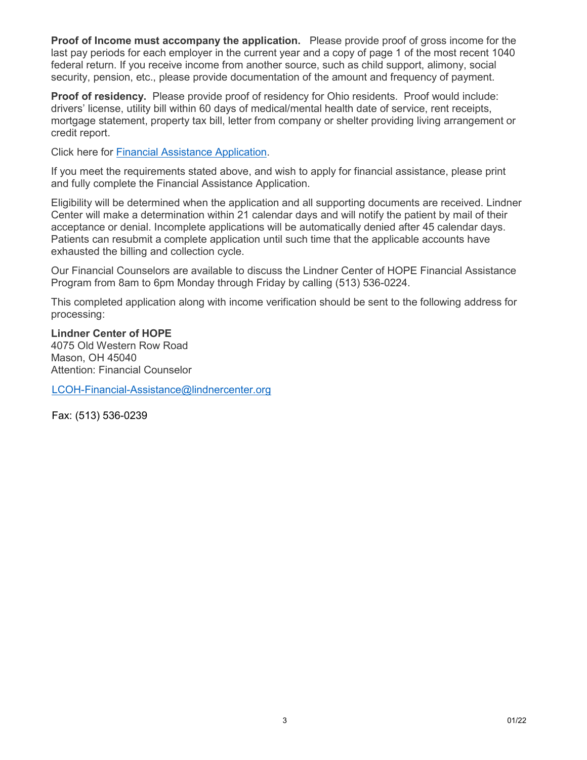**Proof of Income must accompany the application.** Please provide proof of gross income for the last pay periods for each employer in the current year and a copy of page 1 of the most recent 1040 federal return. If you receive income from another source, such as child support, alimony, social security, pension, etc., please provide documentation of the amount and frequency of payment.

**Proof of residency.** Please provide proof of residency for Ohio residents. Proof would include: drivers' license, utility bill within 60 days of medical/mental health date of service, rent receipts, mortgage statement, property tax bill, letter from company or shelter providing living arrangement or credit report.

Click here for Financial Assistance Application.

If you meet the requirements stated above, and wish to apply for financial assistance, please print and fully complete the Financial Assistance Application.

Eligibility will be determined when the application and all supporting documents are received. Lindner Center will make a determination within 21 calendar days and will notify the patient by mail of their acceptance or denial. Incomplete applications will be automatically denied after 45 calendar days. Patients can resubmit a complete application until such time that the applicable accounts have exhausted the billing and collection cycle.

Our Financial Counselors are available to discuss the Lindner Center of HOPE Financial Assistance Program from 8am to 6pm Monday through Friday by calling (513) 536-0224.

This completed application along with income verification should be sent to the following address for processing:

**Lindner Center of HOPE**
4075 Old Western Row Road
Mason, OH 45040
Attention: Financial Counselor

LCOH-Financial-Assistance@lindnercenter.org

Fax: (513) 536-0239

01/22